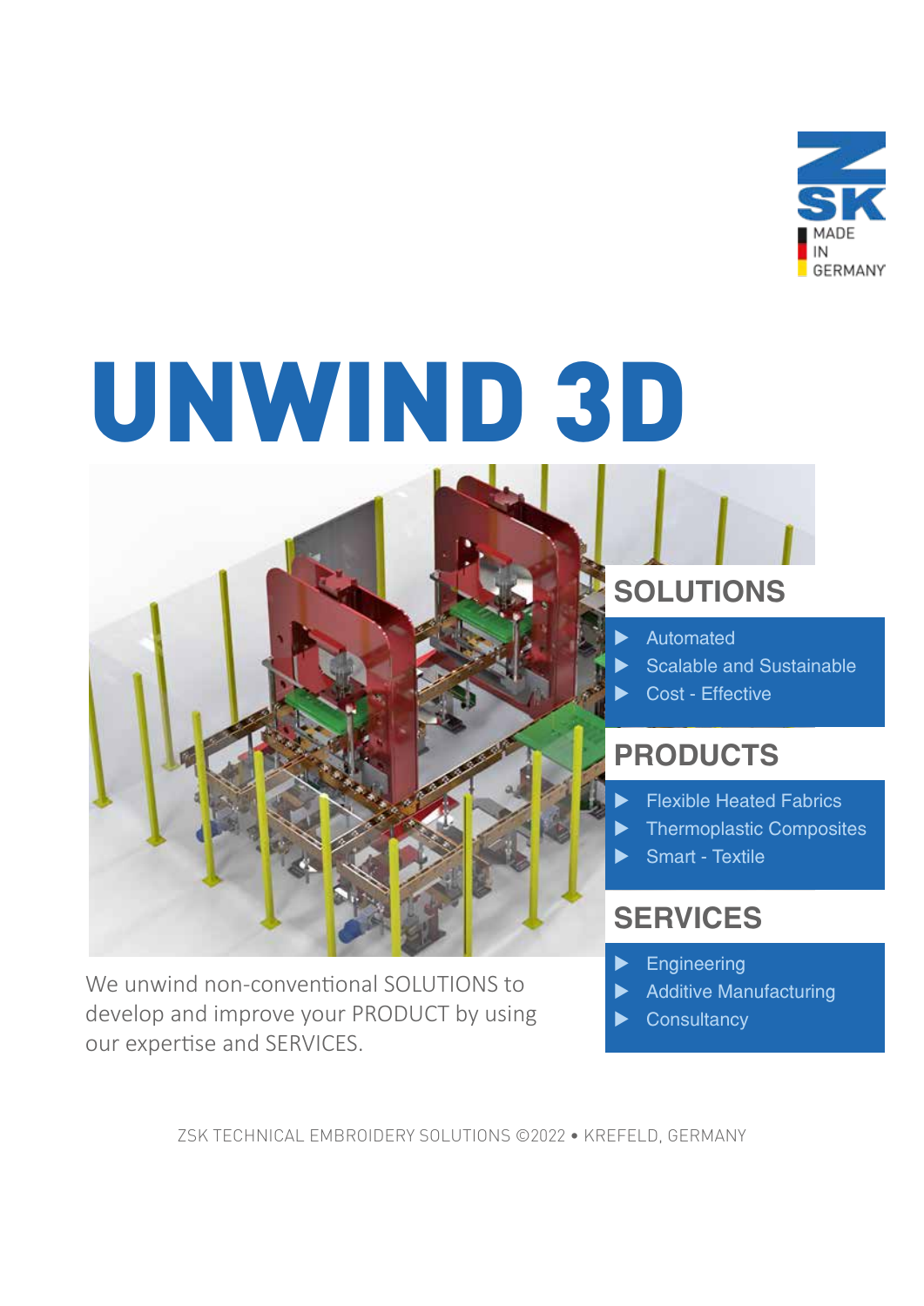ZSK

MADE IN GERMANY

# UNWIND 3D

## SOLUTIONS

- Automated
- Scalable and Sustainable
- Cost - Effective

## PRODUCTS

- Flexible Heated Fabrics
- Thermoplastic Composites
- Smart - Textile

## SERVICES

- Engineering
- Additive Manufacturing
- Consultancy

We unwind non-conventional SOLUTIONS to develop and improve your PRODUCT by using our expertise and SERVICES.

ZSK TECHNICAL EMBROIDERY SOLUTIONS ©2022 • KREFELD, GERMANY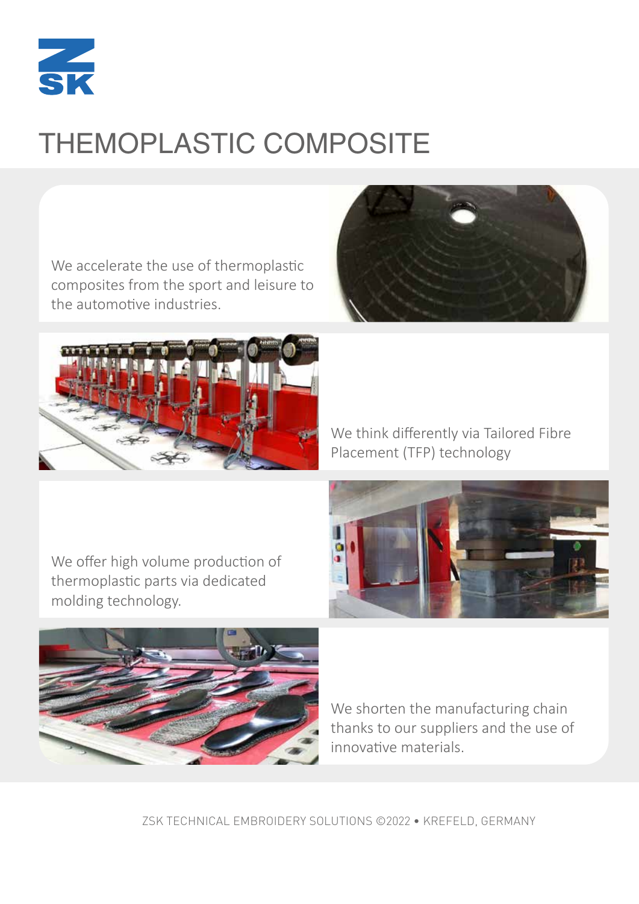# THEMOPLASTIC COMPOSITE

We accelerate the use of thermoplastic composites from the sport and leisure to the automotive industries.

We think differently via Tailored Fibre Placement (TFP) technology

We offer high volume production of thermoplastic parts via dedicated molding technology.

We shorten the manufacturing chain thanks to our suppliers and the use of innovative materials.

ZSK TECHNICAL EMBROIDERY SOLUTIONS ©2022 • KREFELD, GERMANY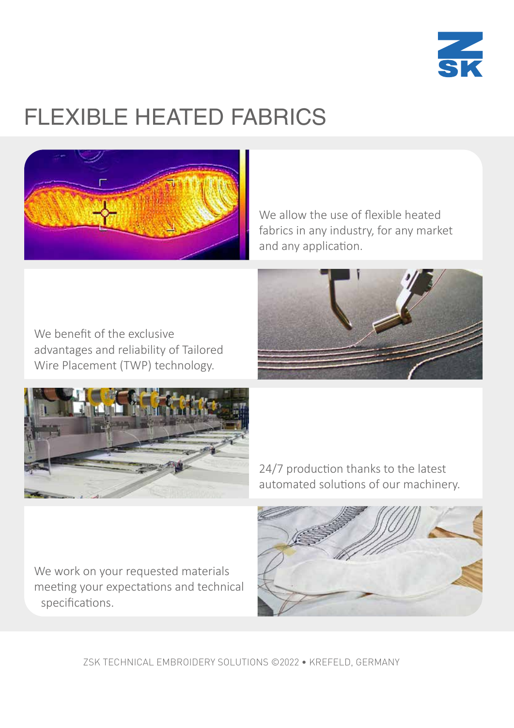# FLEXIBLE HEATED FABRICS

We allow the use of flexible heated fabrics in any industry, for any market and any application.

We benefit of the exclusive advantages and reliability of Tailored Wire Placement (TWP) technology.

24/7 production thanks to the latest automated solutions of our machinery.

We work on your requested materials meeting your expectations and technical specifications.

ZSK TECHNICAL EMBROIDERY SOLUTIONS ©2022 • KREFELD, GERMANY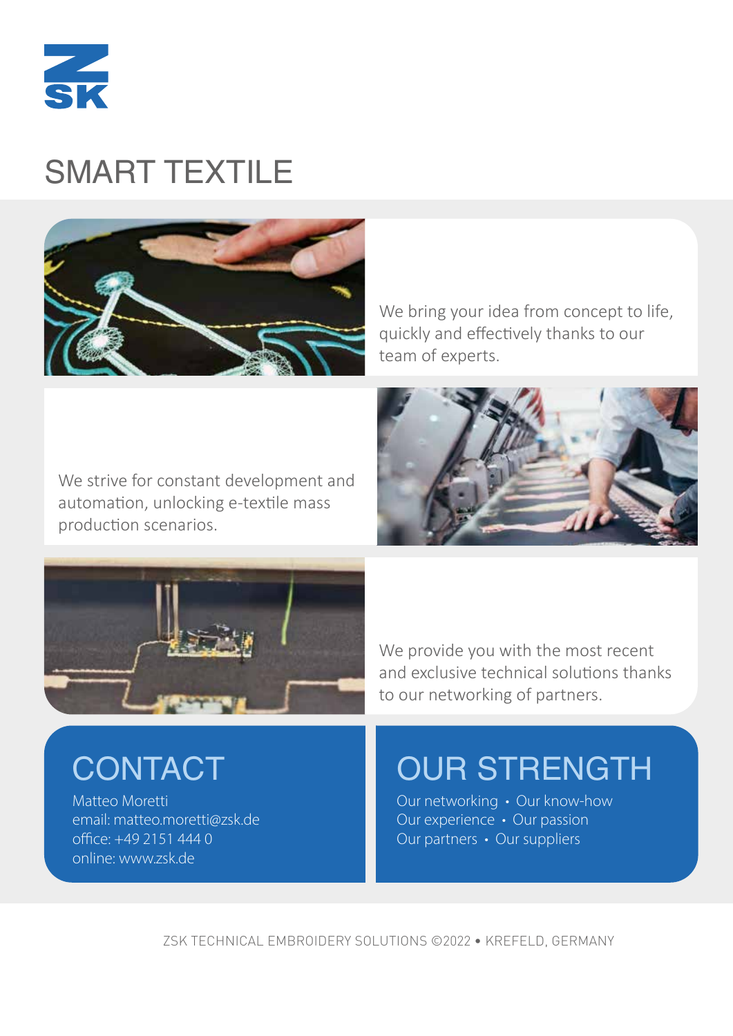# SMART TEXTILE

We bring your idea from concept to life, quickly and effectively thanks to our team of experts.

We strive for constant development and automation, unlocking e-textile mass production scenarios.

We provide you with the most recent and exclusive technical solutions thanks to our networking of partners.

## CONTACT

Matteo Moretti
email: matteo.moretti@zsk.de
office: +49 2151 444 0
online: www.zsk.de

## OUR STRENGTH

Our networking • Our know-how
Our experience • Our passion
Our partners • Our suppliers

ZSK TECHNICAL EMBROIDERY SOLUTIONS ©2022 • KREFELD, GERMANY